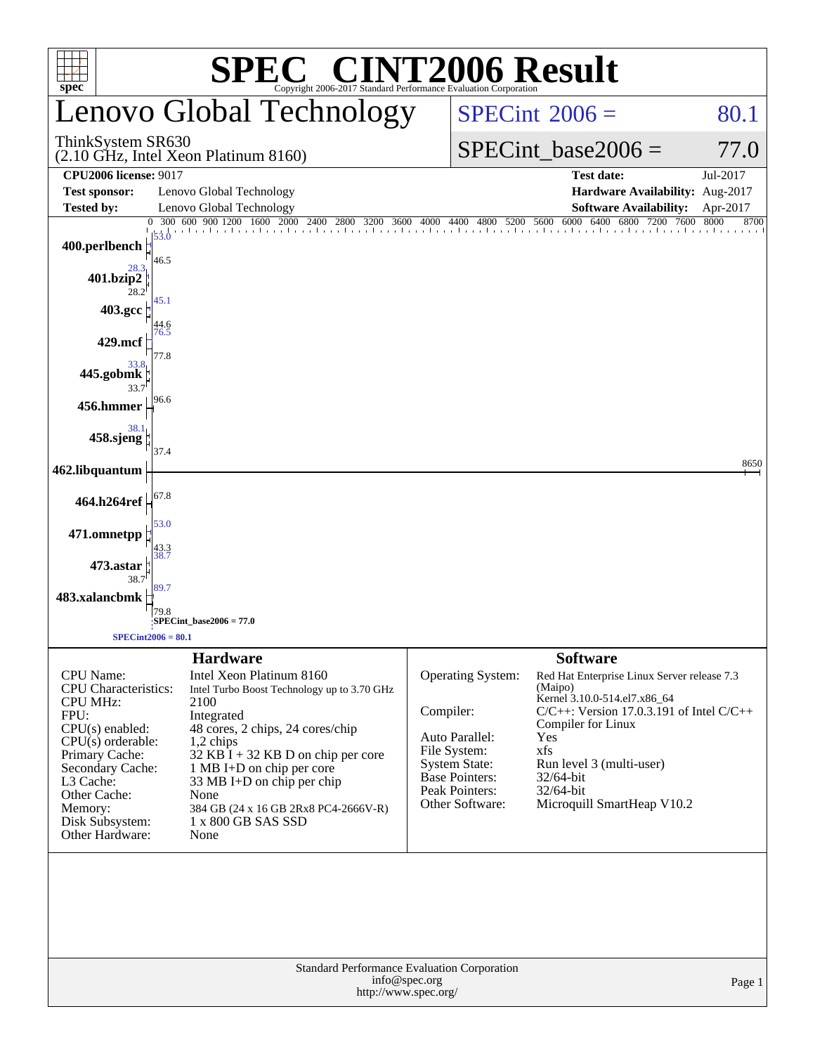# SPEC® CINT2006 Result

Copyright 2006-2017 Standard Performance Evaluation Corporation

## Lenovo Global Technology

ThinkSystem SR630
(2.10 GHz, Intel Xeon Platinum 8160)

**SPECint 2006 = 80.1**

**SPECint_base2006 = 77.0**

| | | | |
|---|---|---|---|
| **CPU2006 license:** 9017 | | **Test date:** | Jul-2017 |
| **Test sponsor:** | Lenovo Global Technology | **Hardware Availability:** | Aug-2017 |
| **Tested by:** | Lenovo Global Technology | **Software Availability:** | Apr-2017 |

| Benchmark | Peak | Base |
|---|---|---|
| 400.perlbench | 53.0 | 46.5 |
| 401.bzip2 | 28.3 | 28.2 |
| 403.gcc | 45.1 | 44.6 |
| 429.mcf | 76.5 | 77.8 |
| 445.gobmk | 33.8 | 33.7 |
| 456.hmmer | 96.6 | 96.6 |
| 458.sjeng | 38.1 | 37.4 |
| 462.libquantum | 8650 | 8650 |
| 464.h264ref | 67.8 | 67.8 |
| 471.omnetpp | 53.0 | 43.3 |
| 473.astar | 38.7 | 38.7 |
| 483.xalancbmk | 89.7 | 79.8 |

SPECint_base2006 = 77.0

SPECint2006 = 80.1

### Hardware

| | |
|---|---|
| CPU Name: | Intel Xeon Platinum 8160 |
| CPU Characteristics: | Intel Turbo Boost Technology up to 3.70 GHz |
| CPU MHz: | 2100 |
| FPU: | Integrated |
| CPU(s) enabled: | 48 cores, 2 chips, 24 cores/chip |
| CPU(s) orderable: | 1,2 chips |
| Primary Cache: | 32 KB I + 32 KB D on chip per core |
| Secondary Cache: | 1 MB I+D on chip per core |
| L3 Cache: | 33 MB I+D on chip per chip |
| Other Cache: | None |
| Memory: | 384 GB (24 x 16 GB 2Rx8 PC4-2666V-R) |
| Disk Subsystem: | 1 x 800 GB SAS SSD |
| Other Hardware: | None |

### Software

| | |
|---|---|
| Operating System: | Red Hat Enterprise Linux Server release 7.3 (Maipo) Kernel 3.10.0-514.el7.x86_64 |
| Compiler: | C/C++: Version 17.0.3.191 of Intel C/C++ Compiler for Linux |
| Auto Parallel: | Yes |
| File System: | xfs |
| System State: | Run level 3 (multi-user) |
| Base Pointers: | 32/64-bit |
| Peak Pointers: | 32/64-bit |
| Other Software: | Microquill SmartHeap V10.2 |

Standard Performance Evaluation Corporation
info@spec.org
http://www.spec.org/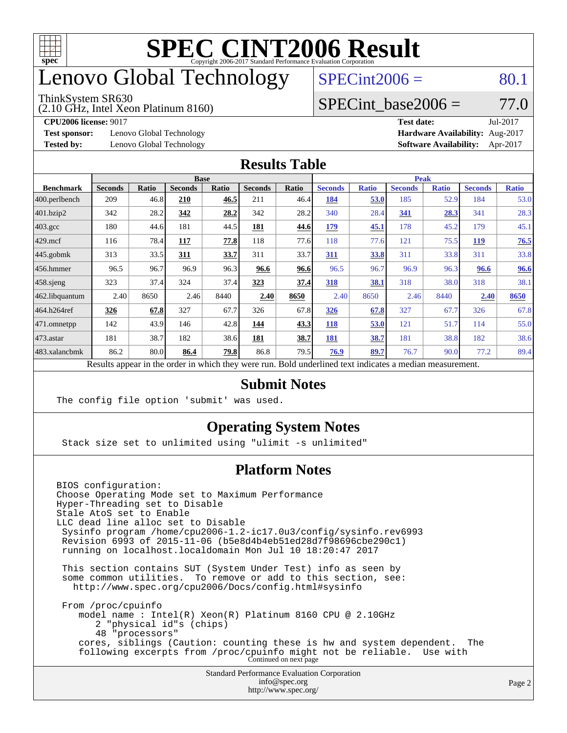# SPEC CINT2006 Result

Copyright 2006-2017 Standard Performance Evaluation Corporation

# Lenovo Global Technology

ThinkSystem SR630
(2.10 GHz, Intel Xeon Platinum 8160)

SPECint2006 = 80.1

SPECint_base2006 = 77.0

**CPU2006 license:** 9017 **Test date:** Jul-2017

**Test sponsor:** Lenovo Global Technology **Hardware Availability:** Aug-2017

**Tested by:** Lenovo Global Technology **Software Availability:** Apr-2017

## Results Table

| Benchmark | Base | | | | | | Peak | | | | | |
|---|---|---|---|---|---|---|---|---|---|---|---|---|
| | Seconds | Ratio | Seconds | Ratio | Seconds | Ratio | Seconds | Ratio | Seconds | Ratio | Seconds | Ratio |
| 400.perlbench | 209 | 46.8 | **210** | **46.5** | 211 | 46.4 | **184** | **53.0** | 185 | 52.9 | 184 | 53.0 |
| 401.bzip2 | 342 | 28.2 | **342** | **28.2** | 342 | 28.2 | 340 | 28.4 | **341** | **28.3** | 341 | 28.3 |
| 403.gcc | 180 | 44.6 | 181 | 44.5 | **181** | **44.6** | **179** | **45.1** | 178 | 45.2 | 179 | 45.1 |
| 429.mcf | 116 | 78.4 | **117** | **77.8** | 118 | 77.6 | 118 | 77.6 | 121 | 75.5 | **119** | **76.5** |
| 445.gobmk | 313 | 33.5 | **311** | **33.7** | 311 | 33.7 | **311** | **33.8** | 311 | 33.8 | 311 | 33.8 |
| 456.hmmer | 96.5 | 96.7 | 96.9 | 96.3 | **96.6** | **96.6** | 96.5 | 96.7 | 96.9 | 96.3 | **96.6** | **96.6** |
| 458.sjeng | 323 | 37.4 | 324 | 37.4 | **323** | **37.4** | **318** | **38.1** | 318 | 38.0 | 318 | 38.1 |
| 462.libquantum | 2.40 | 8650 | 2.46 | 8440 | **2.40** | **8650** | 2.40 | 8650 | 2.46 | 8440 | **2.40** | **8650** |
| 464.h264ref | **326** | **67.8** | 327 | 67.7 | 326 | 67.8 | **326** | **67.8** | 327 | 67.7 | 326 | 67.8 |
| 471.omnetpp | 142 | 43.9 | 146 | 42.8 | **144** | **43.3** | **118** | **53.0** | 121 | 51.7 | 114 | 55.0 |
| 473.astar | 181 | 38.7 | 182 | 38.6 | **181** | **38.7** | **181** | **38.7** | 181 | 38.8 | 182 | 38.6 |
| 483.xalancbmk | 86.2 | 80.0 | **86.4** | **79.8** | 86.8 | 79.5 | **76.9** | **89.7** | 76.7 | 90.0 | 77.2 | 89.4 |

Results appear in the order in which they were run. Bold underlined text indicates a median measurement.

## Submit Notes

```
The config file option 'submit' was used.
```

## Operating System Notes

```
Stack size set to unlimited using "ulimit -s unlimited"
```

## Platform Notes

```
BIOS configuration:
Choose Operating Mode set to Maximum Performance
Hyper-Threading set to Disable
Stale AtoS set to Enable
LLC dead line alloc set to Disable
 Sysinfo program /home/cpu2006-1.2-ic17.0u3/config/sysinfo.rev6993
 Revision 6993 of 2015-11-06 (b5e8d4b4eb51ed28d7f98696cbe290c1)
 running on localhost.localdomain Mon Jul 10 18:20:47 2017

 This section contains SUT (System Under Test) info as seen by
 some common utilities.  To remove or add to this section, see:
   http://www.spec.org/cpu2006/Docs/config.html#sysinfo

 From /proc/cpuinfo
    model name : Intel(R) Xeon(R) Platinum 8160 CPU @ 2.10GHz
       2 "physical id"s (chips)
       48 "processors"
    cores, siblings (Caution: counting these is hw and system dependent.  The
    following excerpts from /proc/cpuinfo might not be reliable.  Use with
```

Continued on next page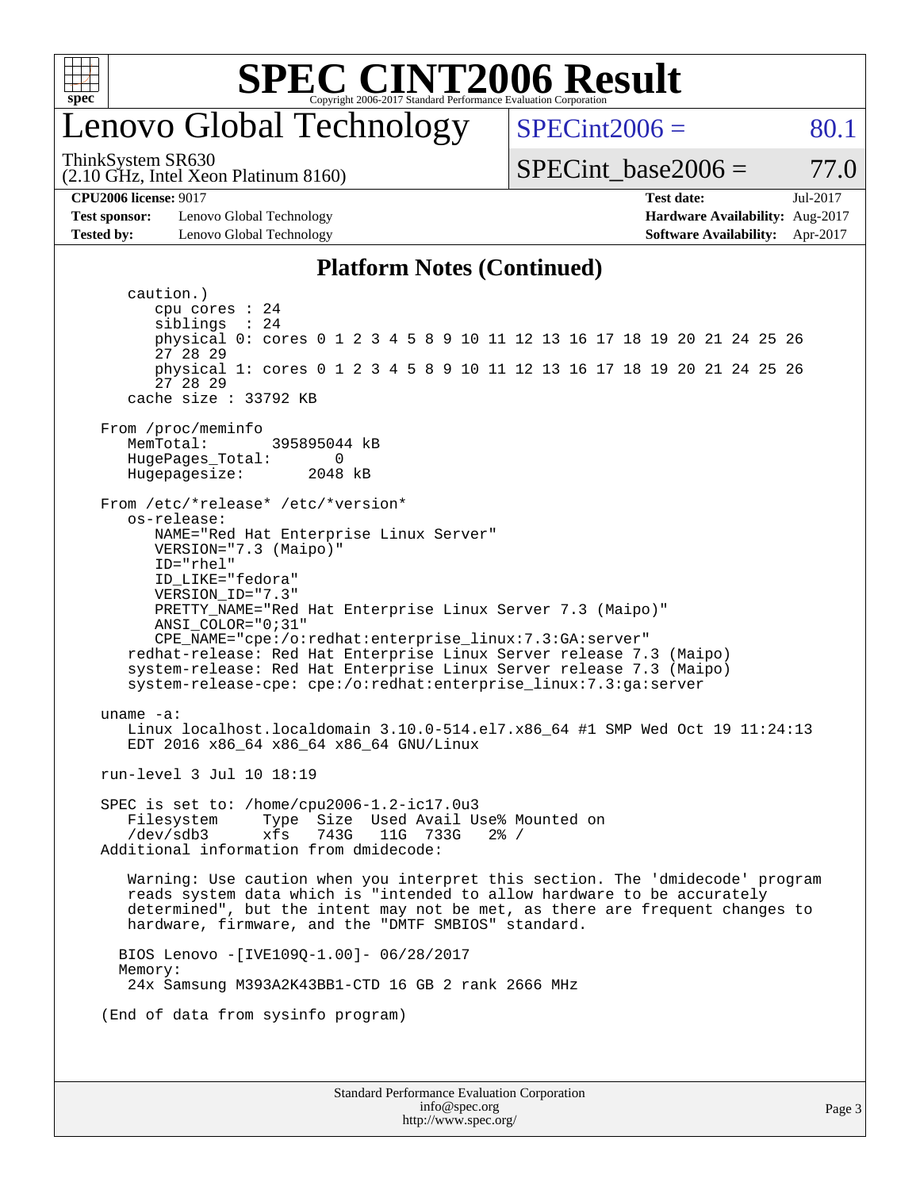# SPEC CINT2006 Result

Copyright 2006-2017 Standard Performance Evaluation Corporation

## Lenovo Global Technology

ThinkSystem SR630
(2.10 GHz, Intel Xeon Platinum 8160)

SPECint2006 = 80.1

SPECint_base2006 = 77.0

**CPU2006 license:** 9017
**Test sponsor:** Lenovo Global Technology
**Tested by:** Lenovo Global Technology

**Test date:** Jul-2017
**Hardware Availability:** Aug-2017
**Software Availability:** Apr-2017

### Platform Notes (Continued)

```
   caution.)
      cpu cores : 24
      siblings  : 24
      physical 0: cores 0 1 2 3 4 5 8 9 10 11 12 13 16 17 18 19 20 21 24 25 26
      27 28 29
      physical 1: cores 0 1 2 3 4 5 8 9 10 11 12 13 16 17 18 19 20 21 24 25 26
      27 28 29
   cache size : 33792 KB

From /proc/meminfo
   MemTotal:       395895044 kB
   HugePages_Total:       0
   Hugepagesize:       2048 kB

From /etc/*release* /etc/*version*
   os-release:
      NAME="Red Hat Enterprise Linux Server"
      VERSION="7.3 (Maipo)"
      ID="rhel"
      ID_LIKE="fedora"
      VERSION_ID="7.3"
      PRETTY_NAME="Red Hat Enterprise Linux Server 7.3 (Maipo)"
      ANSI_COLOR="0;31"
      CPE_NAME="cpe:/o:redhat:enterprise_linux:7.3:GA:server"
   redhat-release: Red Hat Enterprise Linux Server release 7.3 (Maipo)
   system-release: Red Hat Enterprise Linux Server release 7.3 (Maipo)
   system-release-cpe: cpe:/o:redhat:enterprise_linux:7.3:ga:server

uname -a:
   Linux localhost.localdomain 3.10.0-514.el7.x86_64 #1 SMP Wed Oct 19 11:24:13
   EDT 2016 x86_64 x86_64 x86_64 GNU/Linux

run-level 3 Jul 10 18:19

SPEC is set to: /home/cpu2006-1.2-ic17.0u3
   Filesystem     Type  Size  Used Avail Use% Mounted on
   /dev/sdb3      xfs   743G   11G  733G   2% /
Additional information from dmidecode:

   Warning: Use caution when you interpret this section. The 'dmidecode' program
   reads system data which is "intended to allow hardware to be accurately
   determined", but the intent may not be met, as there are frequent changes to
   hardware, firmware, and the "DMTF SMBIOS" standard.

  BIOS Lenovo -[IVE109Q-1.00]- 06/28/2017
  Memory:
   24x Samsung M393A2K43BB1-CTD 16 GB 2 rank 2666 MHz

(End of data from sysinfo program)
```

Standard Performance Evaluation Corporation
info@spec.org
http://www.spec.org/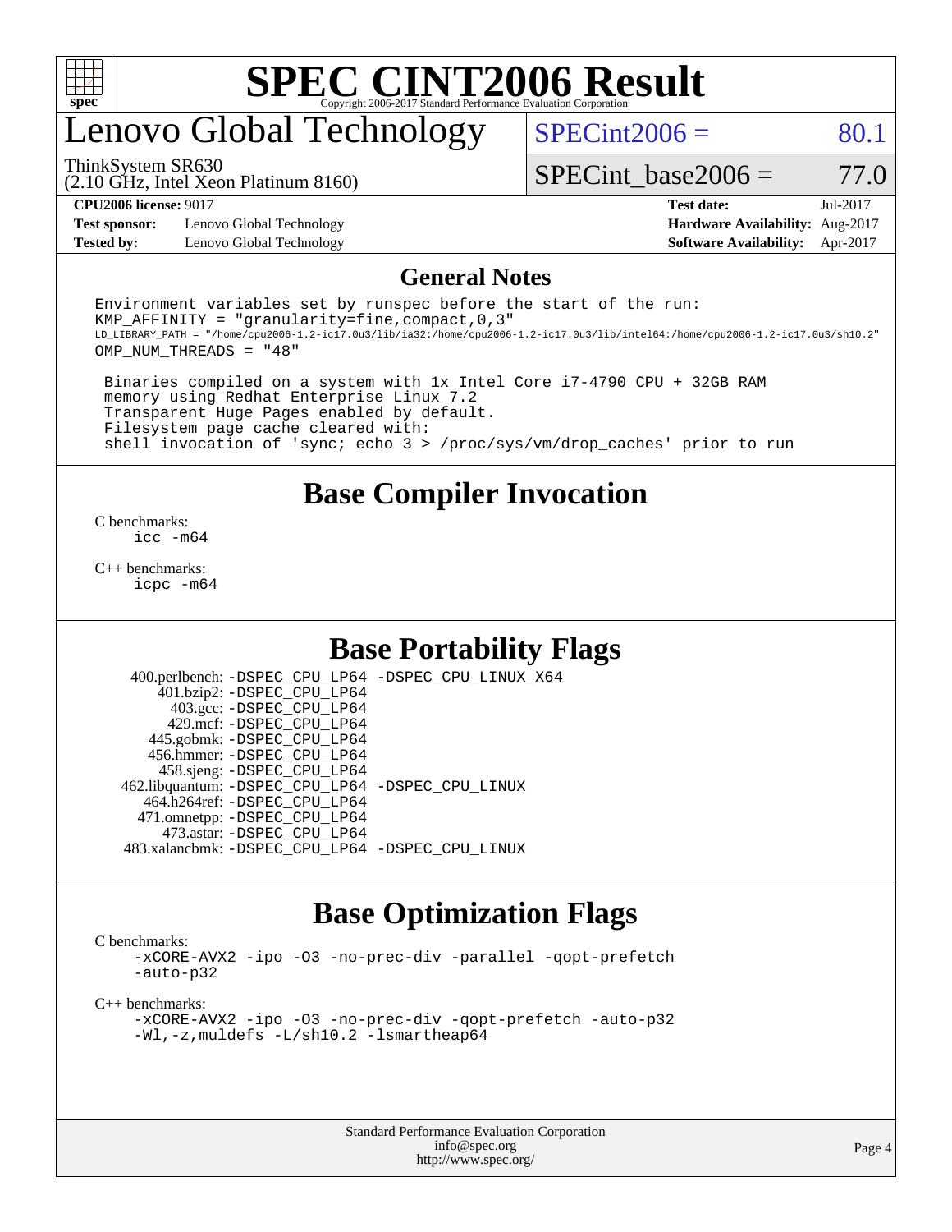# SPEC CINT2006 Result

Copyright 2006-2017 Standard Performance Evaluation Corporation

## Lenovo Global Technology

ThinkSystem SR630
(2.10 GHz, Intel Xeon Platinum 8160)

SPECint2006 = 80.1

SPECint_base2006 = 77.0

| | | | |
|---|---|---|---|
| **CPU2006 license:** 9017 | | **Test date:** | Jul-2017 |
| **Test sponsor:** | Lenovo Global Technology | **Hardware Availability:** | Aug-2017 |
| **Tested by:** | Lenovo Global Technology | **Software Availability:** | Apr-2017 |

## General Notes

```
Environment variables set by runspec before the start of the run:
KMP_AFFINITY = "granularity=fine,compact,0,3"
LD_LIBRARY_PATH = "/home/cpu2006-1.2-ic17.0u3/lib/ia32:/home/cpu2006-1.2-ic17.0u3/lib/intel64:/home/cpu2006-1.2-ic17.0u3/sh10.2"
OMP_NUM_THREADS = "48"

 Binaries compiled on a system with 1x Intel Core i7-4790 CPU + 32GB RAM
 memory using Redhat Enterprise Linux 7.2
 Transparent Huge Pages enabled by default.
 Filesystem page cache cleared with:
 shell invocation of 'sync; echo 3 > /proc/sys/vm/drop_caches' prior to run
```

## Base Compiler Invocation

C benchmarks:
 icc -m64

C++ benchmarks:
 icpc -m64

## Base Portability Flags

| | |
|---|---|
| 400.perlbench: | -DSPEC_CPU_LP64 -DSPEC_CPU_LINUX_X64 |
| 401.bzip2: | -DSPEC_CPU_LP64 |
| 403.gcc: | -DSPEC_CPU_LP64 |
| 429.mcf: | -DSPEC_CPU_LP64 |
| 445.gobmk: | -DSPEC_CPU_LP64 |
| 456.hmmer: | -DSPEC_CPU_LP64 |
| 458.sjeng: | -DSPEC_CPU_LP64 |
| 462.libquantum: | -DSPEC_CPU_LP64 -DSPEC_CPU_LINUX |
| 464.h264ref: | -DSPEC_CPU_LP64 |
| 471.omnetpp: | -DSPEC_CPU_LP64 |
| 473.astar: | -DSPEC_CPU_LP64 |
| 483.xalancbmk: | -DSPEC_CPU_LP64 -DSPEC_CPU_LINUX |

## Base Optimization Flags

C benchmarks:
 -xCORE-AVX2 -ipo -O3 -no-prec-div -parallel -qopt-prefetch
 -auto-p32

C++ benchmarks:
 -xCORE-AVX2 -ipo -O3 -no-prec-div -qopt-prefetch -auto-p32
 -Wl,-z,muldefs -L/sh10.2 -lsmartheap64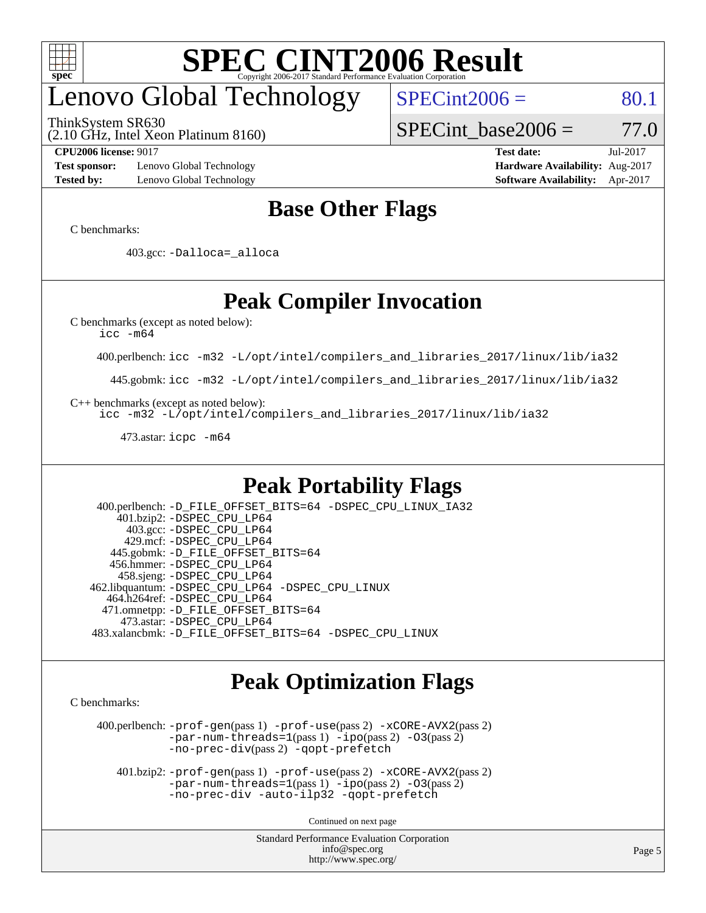# SPEC CINT2006 Result

Copyright 2006-2017 Standard Performance Evaluation Corporation

## Lenovo Global Technology

ThinkSystem SR630
(2.10 GHz, Intel Xeon Platinum 8160)

SPECint2006 = 80.1

SPECint_base2006 = 77.0

**CPU2006 license:** 9017
**Test sponsor:** Lenovo Global Technology
**Tested by:** Lenovo Global Technology
**Test date:** Jul-2017
**Hardware Availability:** Aug-2017
**Software Availability:** Apr-2017

## Base Other Flags

C benchmarks:

403.gcc: -Dalloca=_alloca

## Peak Compiler Invocation

C benchmarks (except as noted below):
icc -m64

400.perlbench: icc -m32 -L/opt/intel/compilers_and_libraries_2017/linux/lib/ia32

445.gobmk: icc -m32 -L/opt/intel/compilers_and_libraries_2017/linux/lib/ia32

C++ benchmarks (except as noted below):
icc -m32 -L/opt/intel/compilers_and_libraries_2017/linux/lib/ia32

473.astar: icpc -m64

## Peak Portability Flags

400.perlbench: -D_FILE_OFFSET_BITS=64 -DSPEC_CPU_LINUX_IA32
401.bzip2: -DSPEC_CPU_LP64
403.gcc: -DSPEC_CPU_LP64
429.mcf: -DSPEC_CPU_LP64
445.gobmk: -D_FILE_OFFSET_BITS=64
456.hmmer: -DSPEC_CPU_LP64
458.sjeng: -DSPEC_CPU_LP64
462.libquantum: -DSPEC_CPU_LP64 -DSPEC_CPU_LINUX
464.h264ref: -DSPEC_CPU_LP64
471.omnetpp: -D_FILE_OFFSET_BITS=64
473.astar: -DSPEC_CPU_LP64
483.xalancbmk: -D_FILE_OFFSET_BITS=64 -DSPEC_CPU_LINUX

## Peak Optimization Flags

C benchmarks:

400.perlbench: -prof-gen(pass 1) -prof-use(pass 2) -xCORE-AVX2(pass 2) -par-num-threads=1(pass 1) -ipo(pass 2) -O3(pass 2) -no-prec-div(pass 2) -qopt-prefetch

401.bzip2: -prof-gen(pass 1) -prof-use(pass 2) -xCORE-AVX2(pass 2) -par-num-threads=1(pass 1) -ipo(pass 2) -O3(pass 2) -no-prec-div -auto-ilp32 -qopt-prefetch

Continued on next page

Standard Performance Evaluation Corporation
info@spec.org
http://www.spec.org/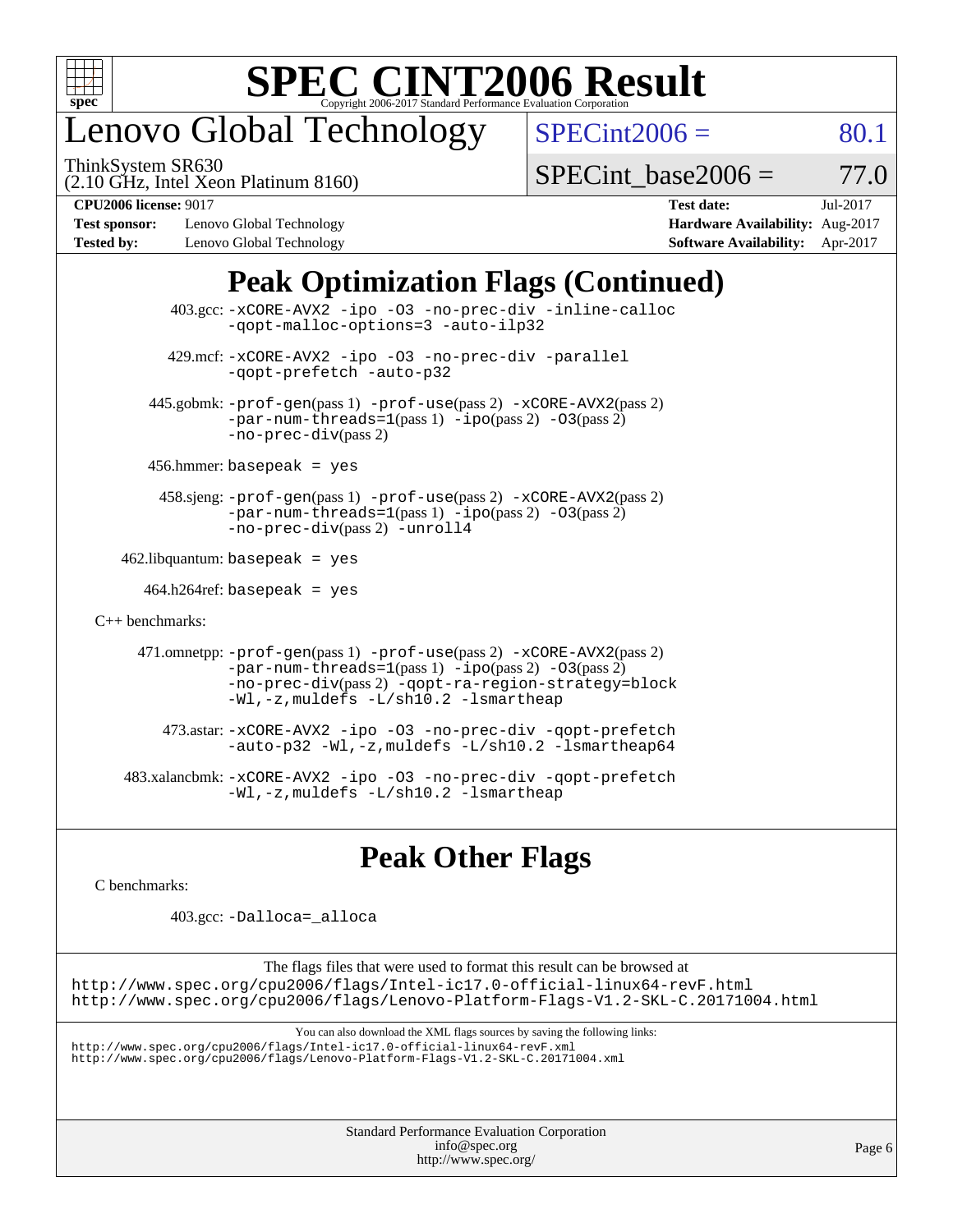# Lenovo Global Technology

ThinkSystem SR630
(2.10 GHz, Intel Xeon Platinum 8160)

SPECint2006 = 80.1

SPECint_base2006 = 77.0

**CPU2006 license:** 9017
**Test sponsor:** Lenovo Global Technology
**Tested by:** Lenovo Global Technology
**Test date:** Jul-2017
**Hardware Availability:** Aug-2017
**Software Availability:** Apr-2017

## Peak Optimization Flags (Continued)

403.gcc: -xCORE-AVX2 -ipo -O3 -no-prec-div -inline-calloc -qopt-malloc-options=3 -auto-ilp32

429.mcf: -xCORE-AVX2 -ipo -O3 -no-prec-div -parallel -qopt-prefetch -auto-p32

445.gobmk: -prof-gen(pass 1) -prof-use(pass 2) -xCORE-AVX2(pass 2) -par-num-threads=1(pass 1) -ipo(pass 2) -O3(pass 2) -no-prec-div(pass 2)

456.hmmer: basepeak = yes

458.sjeng: -prof-gen(pass 1) -prof-use(pass 2) -xCORE-AVX2(pass 2) -par-num-threads=1(pass 1) -ipo(pass 2) -O3(pass 2) -no-prec-div(pass 2) -unroll4

462.libquantum: basepeak = yes

464.h264ref: basepeak = yes

C++ benchmarks:

471.omnetpp: -prof-gen(pass 1) -prof-use(pass 2) -xCORE-AVX2(pass 2) -par-num-threads=1(pass 1) -ipo(pass 2) -O3(pass 2) -no-prec-div(pass 2) -qopt-ra-region-strategy=block -Wl,-z,muldefs -L/sh10.2 -lsmartheap

473.astar: -xCORE-AVX2 -ipo -O3 -no-prec-div -qopt-prefetch -auto-p32 -Wl,-z,muldefs -L/sh10.2 -lsmartheap64

483.xalancbmk: -xCORE-AVX2 -ipo -O3 -no-prec-div -qopt-prefetch -Wl,-z,muldefs -L/sh10.2 -lsmartheap

## Peak Other Flags

C benchmarks:

403.gcc: -Dalloca=_alloca

The flags files that were used to format this result can be browsed at
http://www.spec.org/cpu2006/flags/Intel-ic17.0-official-linux64-revF.html
http://www.spec.org/cpu2006/flags/Lenovo-Platform-Flags-V1.2-SKL-C.20171004.html

You can also download the XML flags sources by saving the following links:
http://www.spec.org/cpu2006/flags/Intel-ic17.0-official-linux64-revF.xml
http://www.spec.org/cpu2006/flags/Lenovo-Platform-Flags-V1.2-SKL-C.20171004.xml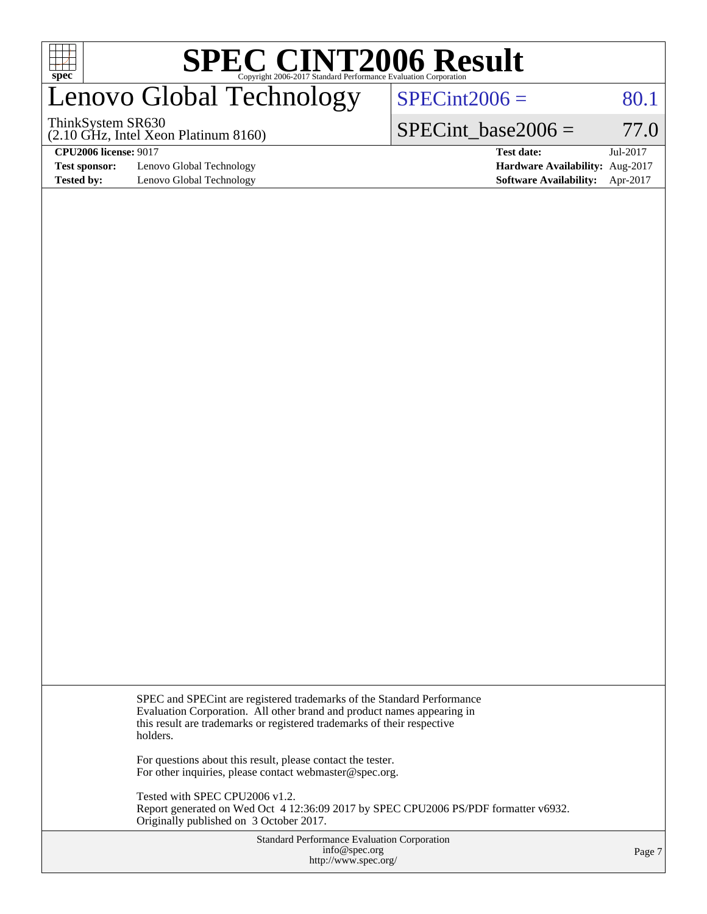SPEC and SPECint are registered trademarks of the Standard Performance Evaluation Corporation. All other brand and product names appearing in this result are trademarks or registered trademarks of their respective holders.

For questions about this result, please contact the tester.
For other inquiries, please contact webmaster@spec.org.

Tested with SPEC CPU2006 v1.2.
Report generated on Wed Oct 4 12:36:09 2017 by SPEC CPU2006 PS/PDF formatter v6932.
Originally published on 3 October 2017.